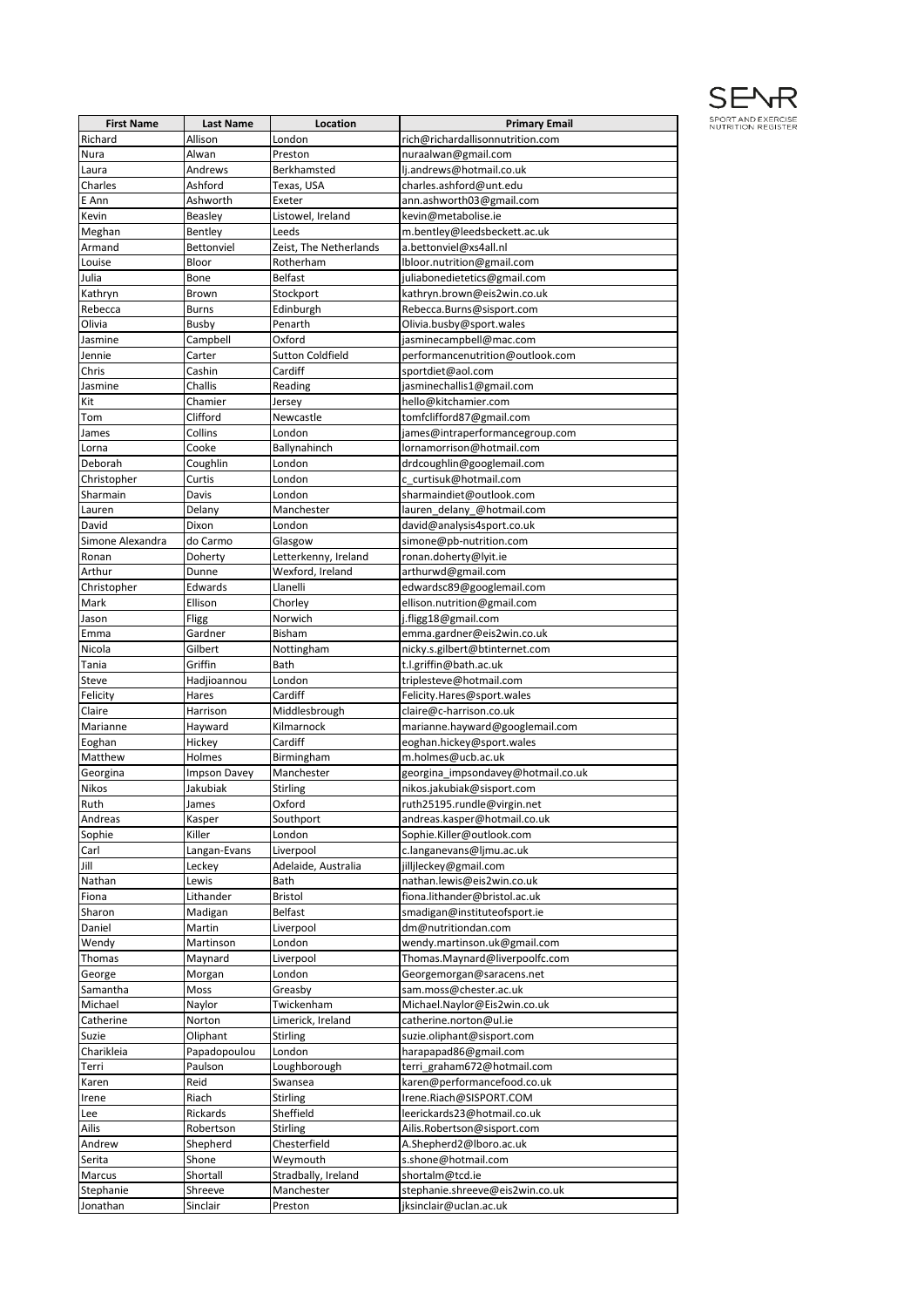SENR SPORT AND EXERCISE NUTRITION REGISTER

| First Name | Last Name | Location | Primary Email |
| --- | --- | --- | --- |
| Richard | Allison | London | rich@richardallisonnutrition.com |
| Nura | Alwan | Preston | nuraalwan@gmail.com |
| Laura | Andrews | Berkhamsted | lj.andrews@hotmail.co.uk |
| Charles | Ashford | Texas, USA | charles.ashford@unt.edu |
| E Ann | Ashworth | Exeter | ann.ashworth03@gmail.com |
| Kevin | Beasley | Listowel, Ireland | kevin@metabolise.ie |
| Meghan | Bentley | Leeds | m.bentley@leedsbeckett.ac.uk |
| Armand | Bettonviel | Zeist, The Netherlands | a.bettonviel@xs4all.nl |
| Louise | Bloor | Rotherham | lbloor.nutrition@gmail.com |
| Julia | Bone | Belfast | juliabonedietetics@gmail.com |
| Kathryn | Brown | Stockport | kathryn.brown@eis2win.co.uk |
| Rebecca | Burns | Edinburgh | Rebecca.Burns@sisport.com |
| Olivia | Busby | Penarth | Olivia.busby@sport.wales |
| Jasmine | Campbell | Oxford | jasminecampbell@mac.com |
| Jennie | Carter | Sutton Coldfield | performancenutrition@outlook.com |
| Chris | Cashin | Cardiff | sportdiet@aol.com |
| Jasmine | Challis | Reading | jasminechallis1@gmail.com |
| Kit | Chamier | Jersey | hello@kitchamier.com |
| Tom | Clifford | Newcastle | tomfclifford87@gmail.com |
| James | Collins | London | james@intraperformancegroup.com |
| Lorna | Cooke | Ballynahinch | lornamorrison@hotmail.com |
| Deborah | Coughlin | London | drdcoughlin@googlemail.com |
| Christopher | Curtis | London | c_curtisuk@hotmail.com |
| Sharmain | Davis | London | sharmaindiet@outlook.com |
| Lauren | Delany | Manchester | lauren_delany_@hotmail.com |
| David | Dixon | London | david@analysis4sport.co.uk |
| Simone Alexandra | do Carmo | Glasgow | simone@pb-nutrition.com |
| Ronan | Doherty | Letterkenny, Ireland | ronan.doherty@lyit.ie |
| Arthur | Dunne | Wexford, Ireland | arthurwd@gmail.com |
| Christopher | Edwards | Llanelli | edwardsc89@googlemail.com |
| Mark | Ellison | Chorley | ellison.nutrition@gmail.com |
| Jason | Fligg | Norwich | j.fligg18@gmail.com |
| Emma | Gardner | Bisham | emma.gardner@eis2win.co.uk |
| Nicola | Gilbert | Nottingham | nicky.s.gilbert@btinternet.com |
| Tania | Griffin | Bath | t.l.griffin@bath.ac.uk |
| Steve | Hadjioannou | London | triplesteve@hotmail.com |
| Felicity | Hares | Cardiff | Felicity.Hares@sport.wales |
| Claire | Harrison | Middlesbrough | claire@c-harrison.co.uk |
| Marianne | Hayward | Kilmarnock | marianne.hayward@googlemail.com |
| Eoghan | Hickey | Cardiff | eoghan.hickey@sport.wales |
| Matthew | Holmes | Birmingham | m.holmes@ucb.ac.uk |
| Georgina | Impson Davey | Manchester | georgina_impsondavey@hotmail.co.uk |
| Nikos | Jakubiak | Stirling | nikos.jakubiak@sisport.com |
| Ruth | James | Oxford | ruth25195.rundle@virgin.net |
| Andreas | Kasper | Southport | andreas.kasper@hotmail.co.uk |
| Sophie | Killer | London | Sophie.Killer@outlook.com |
| Carl | Langan-Evans | Liverpool | c.langanevans@ljmu.ac.uk |
| Jill | Leckey | Adelaide, Australia | jilljleckey@gmail.com |
| Nathan | Lewis | Bath | nathan.lewis@eis2win.co.uk |
| Fiona | Lithander | Bristol | fiona.lithander@bristol.ac.uk |
| Sharon | Madigan | Belfast | smadigan@instituteofsport.ie |
| Daniel | Martin | Liverpool | dm@nutritiondan.com |
| Wendy | Martinson | London | wendy.martinson.uk@gmail.com |
| Thomas | Maynard | Liverpool | Thomas.Maynard@liverpoolfc.com |
| George | Morgan | London | Georgemorgan@saracens.net |
| Samantha | Moss | Greasby | sam.moss@chester.ac.uk |
| Michael | Naylor | Twickenham | Michael.Naylor@Eis2win.co.uk |
| Catherine | Norton | Limerick, Ireland | catherine.norton@ul.ie |
| Suzie | Oliphant | Stirling | suzie.oliphant@sisport.com |
| Charikleia | Papadopoulou | London | harapapad86@gmail.com |
| Terri | Paulson | Loughborough | terri_graham672@hotmail.com |
| Karen | Reid | Swansea | karen@performancefood.co.uk |
| Irene | Riach | Stirling | Irene.Riach@SISPORT.COM |
| Lee | Rickards | Sheffield | leerickards23@hotmail.co.uk |
| Ailis | Robertson | Stirling | Ailis.Robertson@sisport.com |
| Andrew | Shepherd | Chesterfield | A.Shepherd2@lboro.ac.uk |
| Serita | Shone | Weymouth | s.shone@hotmail.com |
| Marcus | Shortall | Stradbally, Ireland | shortalm@tcd.ie |
| Stephanie | Shreeve | Manchester | stephanie.shreeve@eis2win.co.uk |
| Jonathan | Sinclair | Preston | jksinclair@uclan.ac.uk |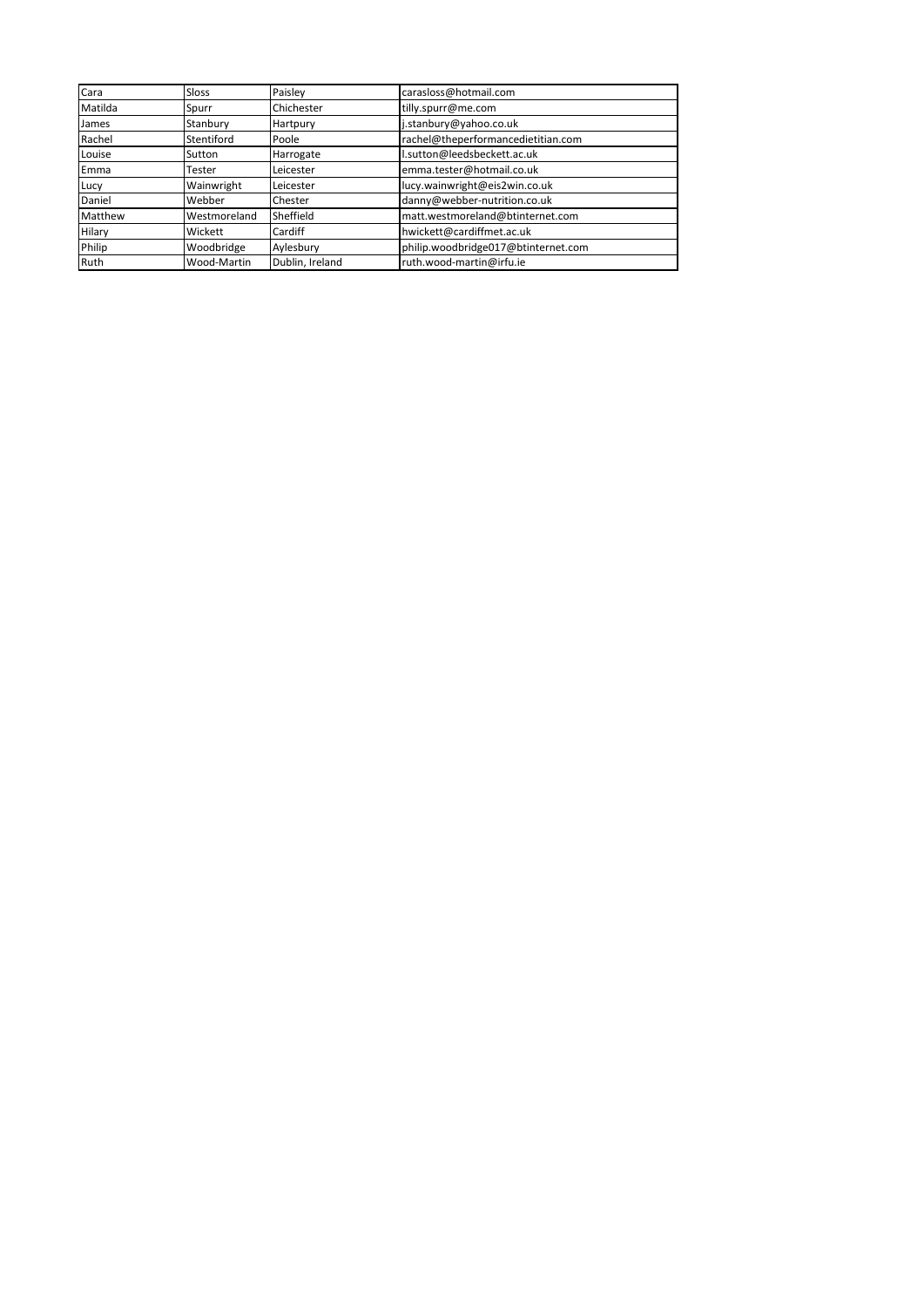| | | | |
|---|---|---|---|
| Cara | Sloss | Paisley | carasloss@hotmail.com |
| Matilda | Spurr | Chichester | tilly.spurr@me.com |
| James | Stanbury | Hartpury | j.stanbury@yahoo.co.uk |
| Rachel | Stentiford | Poole | rachel@theperformancedietitian.com |
| Louise | Sutton | Harrogate | l.sutton@leedsbeckett.ac.uk |
| Emma | Tester | Leicester | emma.tester@hotmail.co.uk |
| Lucy | Wainwright | Leicester | lucy.wainwright@eis2win.co.uk |
| Daniel | Webber | Chester | danny@webber-nutrition.co.uk |
| Matthew | Westmoreland | Sheffield | matt.westmoreland@btinternet.com |
| Hilary | Wickett | Cardiff | hwickett@cardiffmet.ac.uk |
| Philip | Woodbridge | Aylesbury | philip.woodbridge017@btinternet.com |
| Ruth | Wood-Martin | Dublin, Ireland | ruth.wood-martin@irfu.ie |